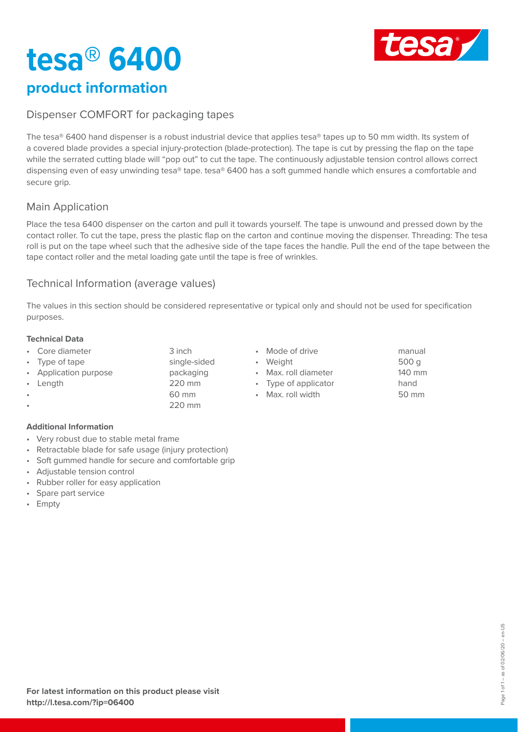# tesa® 6400

## product information

### Dispenser COMFORT for packaging tapes

The tesa® 6400 hand dispenser is a robust industrial device that applies tesa® tapes up to 50 mm width. Its system of a covered blade provides a special injury-protection (blade-protection). The tape is cut by pressing the flap on the tape while the serrated cutting blade will "pop out" to cut the tape. The continuously adjustable tension control allows correct dispensing even of easy unwinding tesa® tape. tesa® 6400 has a soft gummed handle which ensures a comfortable and secure grip.

### Main Application

Place the tesa 6400 dispenser on the carton and pull it towards yourself. The tape is unwound and pressed down by the contact roller. To cut the tape, press the plastic flap on the carton and continue moving the dispenser. Threading: The tesa roll is put on the tape wheel such that the adhesive side of the tape faces the handle. Pull the end of the tape between the tape contact roller and the metal loading gate until the tape is free of wrinkles.

### Technical Information (average values)

The values in this section should be considered representative or typical only and should not be used for specification purposes.

**Technical Data**

- Core diameter: 3 inch
- Type of tape: single-sided
- Application purpose: packaging
- Length: 220 mm
- : 60 mm
- : 220 mm
- Mode of drive: manual
- Weight: 500 g
- Max. roll diameter: 140 mm
- Type of applicator: hand
- Max. roll width: 50 mm

**Additional Information**

- Very robust due to stable metal frame
- Retractable blade for safe usage (injury protection)
- Soft gummed handle for secure and comfortable grip
- Adjustable tension control
- Rubber roller for easy application
- Spare part service
- Empty

**For latest information on this product please visit**
**http://l.tesa.com/?ip=06400**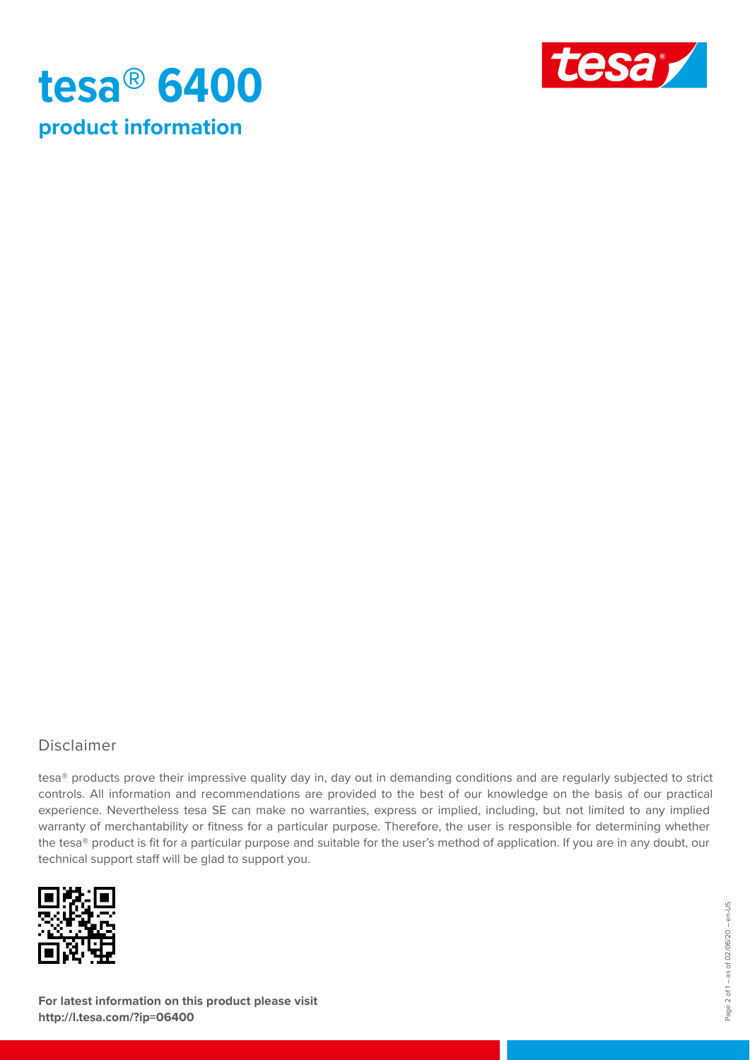# tesa® 6400

## product information

### Disclaimer

tesa® products prove their impressive quality day in, day out in demanding conditions and are regularly subjected to strict controls. All information and recommendations are provided to the best of our knowledge on the basis of our practical experience. Nevertheless tesa SE can make no warranties, express or implied, including, but not limited to any implied warranty of merchantability or fitness for a particular purpose. Therefore, the user is responsible for determining whether the tesa® product is fit for a particular purpose and suitable for the user's method of application. If you are in any doubt, our technical support staff will be glad to support you.

**For latest information on this product please visit**
**http://l.tesa.com/?ip=06400**